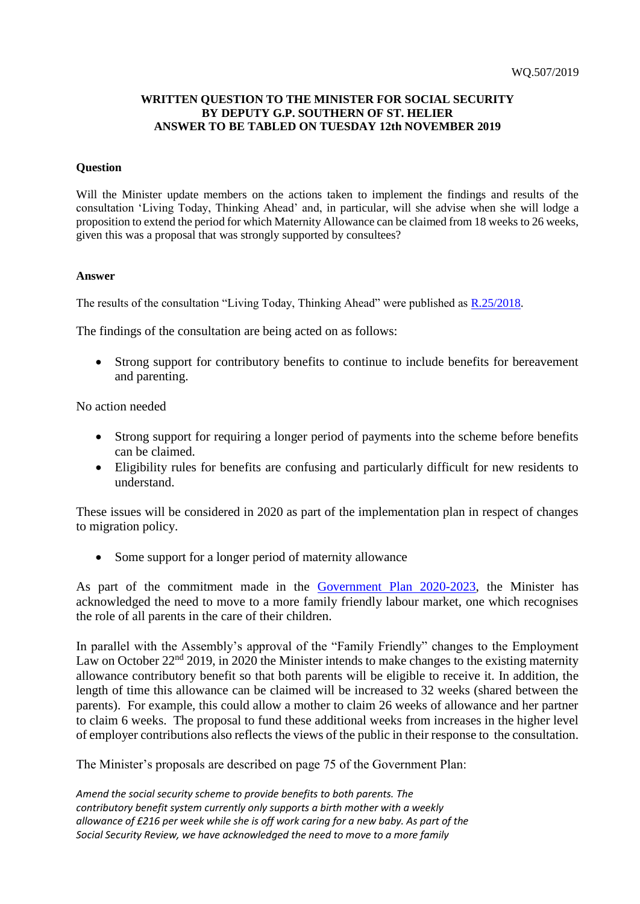WQ.507/2019

**WRITTEN QUESTION TO THE MINISTER FOR SOCIAL SECURITY BY DEPUTY G.P. SOUTHERN OF ST. HELIER ANSWER TO BE TABLED ON TUESDAY 12th NOVEMBER 2019**

**Question**

Will the Minister update members on the actions taken to implement the findings and results of the consultation 'Living Today, Thinking Ahead' and, in particular, will she advise when she will lodge a proposition to extend the period for which Maternity Allowance can be claimed from 18 weeks to 26 weeks, given this was a proposal that was strongly supported by consultees?

**Answer**

The results of the consultation "Living Today, Thinking Ahead" were published as R.25/2018.

The findings of the consultation are being acted on as follows:

- Strong support for contributory benefits to continue to include benefits for bereavement and parenting.

No action needed

- Strong support for requiring a longer period of payments into the scheme before benefits can be claimed.
- Eligibility rules for benefits are confusing and particularly difficult for new residents to understand.

These issues will be considered in 2020 as part of the implementation plan in respect of changes to migration policy.

- Some support for a longer period of maternity allowance

As part of the commitment made in the Government Plan 2020-2023, the Minister has acknowledged the need to move to a more family friendly labour market, one which recognises the role of all parents in the care of their children.

In parallel with the Assembly's approval of the "Family Friendly" changes to the Employment Law on October 22nd 2019, in 2020 the Minister intends to make changes to the existing maternity allowance contributory benefit so that both parents will be eligible to receive it. In addition, the length of time this allowance can be claimed will be increased to 32 weeks (shared between the parents). For example, this could allow a mother to claim 26 weeks of allowance and her partner to claim 6 weeks. The proposal to fund these additional weeks from increases in the higher level of employer contributions also reflects the views of the public in their response to the consultation.

The Minister's proposals are described on page 75 of the Government Plan:

*Amend the social security scheme to provide benefits to both parents. The contributory benefit system currently only supports a birth mother with a weekly allowance of £216 per week while she is off work caring for a new baby. As part of the Social Security Review, we have acknowledged the need to move to a more family*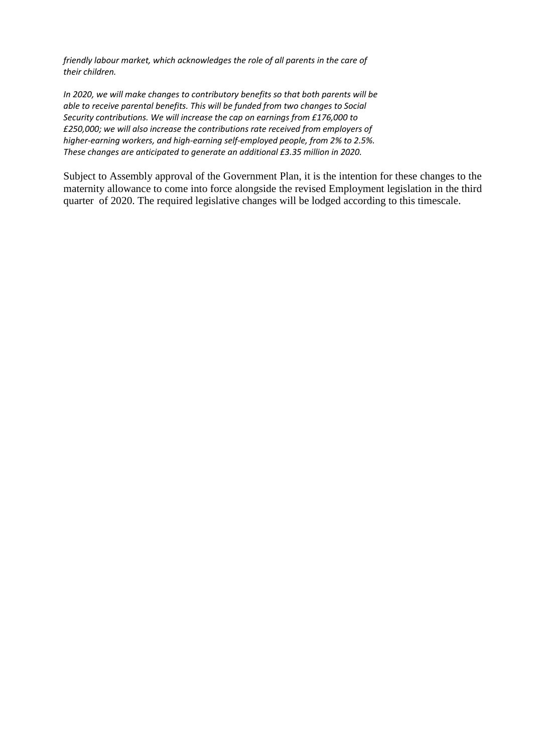*friendly labour market, which acknowledges the role of all parents in the care of their children.*

*In 2020, we will make changes to contributory benefits so that both parents will be able to receive parental benefits. This will be funded from two changes to Social Security contributions. We will increase the cap on earnings from £176,000 to £250,000; we will also increase the contributions rate received from employers of higher-earning workers, and high-earning self-employed people, from 2% to 2.5%. These changes are anticipated to generate an additional £3.35 million in 2020.*

Subject to Assembly approval of the Government Plan, it is the intention for these changes to the maternity allowance to come into force alongside the revised Employment legislation in the third quarter of 2020. The required legislative changes will be lodged according to this timescale.